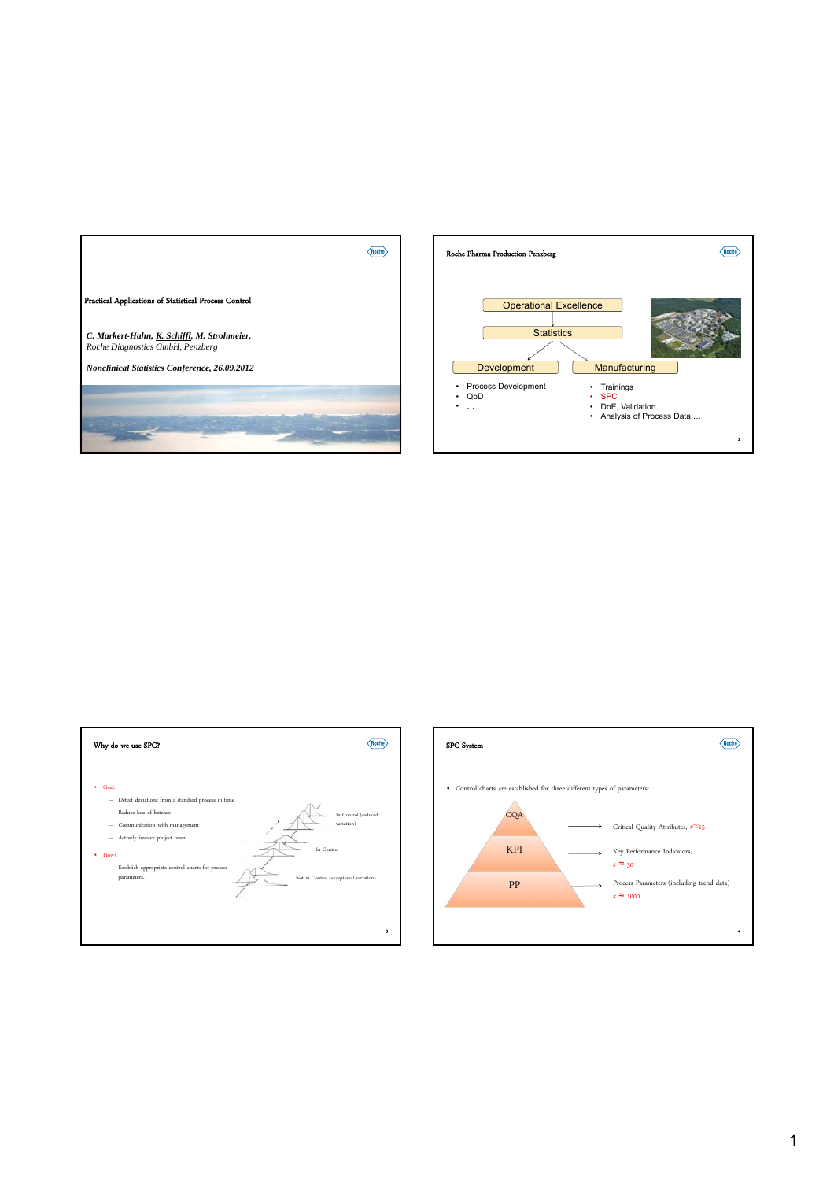## Practical Applications of Statistical Process Control

*C. Markert-Hahn, K. Schiffl, M. Strohmeier,*
*Roche Diagnostics GmbH, Penzberg*

*Nonclinical Statistics Conference, 26.09.2012*

## Roche Pharma Production Penzberg

Operational Excellence

Statistics

Development

- Process Development
- QbD
- …

Manufacturing

- Trainings
- SPC
- DoE, Validation
- Analysis of Process Data,…

## Why do we use SPC?

- Goal:
  - Detect deviations from a standard process in time
  - Reduce loss of batches
  - Communication with management
  - Actively involve project team
- How?
  - Establish appropriate control charts for process parameters.

In Control (reduced variation)

In Control

Not in Control (exceptional variation)

## SPC System

- Control charts are established for three different types of parameters:

CQA → Critical Quality Attributes, # ≈ 15

KPI → Key Performance Indicators, # ≈ 30

PP → Process Parameters (including trend data) # ≈ 1000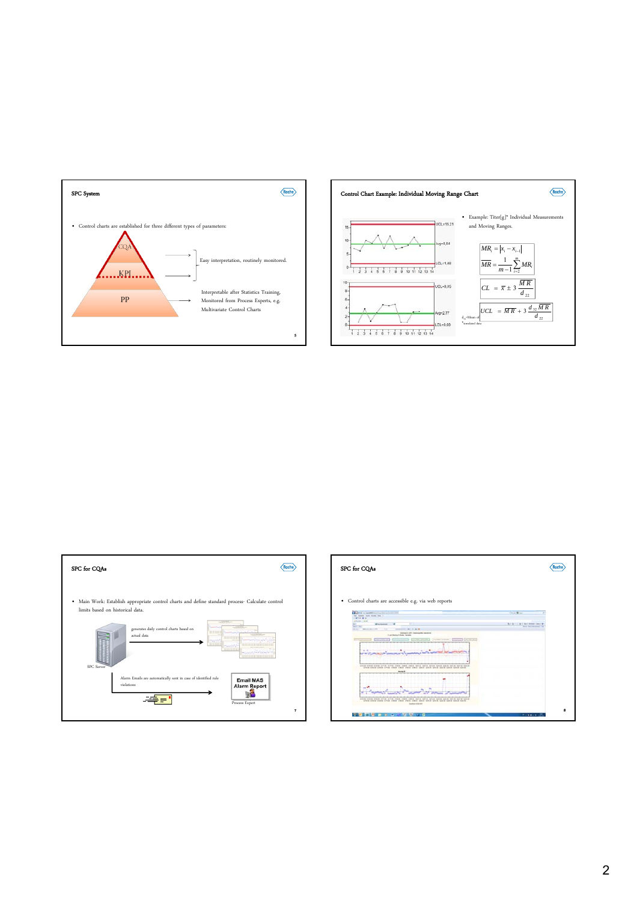## SPC System

- Control charts are established for three different types of parameters:

CQA

KPI

PP

Easy interpretation, routinely monitored.

Interpretable after Statistics Training, Monitored from Process Experts, e.g. Multivariate Control Charts

## Control Chart Example: Individual Moving Range Chart

UCL=15,21

Avg=8,84

LCL=1,66

UCL=9,05

Avg=2,77

LCL=0,00

- Example: Titer[g]* Individual Measurements and Moving Ranges.

$$MR_i = |x_i - x_{i-1}|$$

$$\overline{MR} = \frac{1}{m-1}\sum_{i=2}^{m} MR_i$$

$$CL = \bar{x} \pm 3\frac{\overline{MR}}{d_{22}}$$

$$UCL = \overline{MR} + 3\frac{d_{32}\overline{MR}}{d_{22}}$$

$d_{22}$=Mean of

*simulated data

## SPC for CQAs

- Main Work: Establish appropriate control charts and define standard process- Calculate control limits based on historical data.

generates daily control charts based on actual data

SPC Server

Alarm Emails are automatically sent in case of identified rule violations

Email MAS Alarm Report

Process Expert

## SPC for CQAs

- Control charts are accessible e.g. via web reports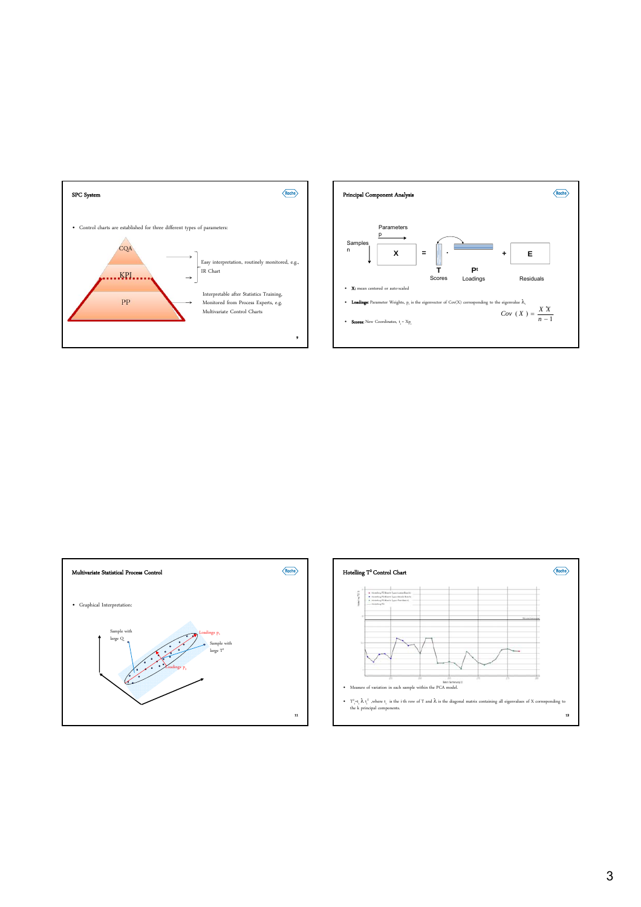## SPC System

- Control charts are established for three different types of parameters:

CQA

KPI

PP

Easy interpretation, routinely monitored, e.g., IR Chart

Interpretable after Statistics Training, Monitored from Process Experts, e.g. Multivariate Control Charts

## Principal Component Analysis

Parameters p

Samples n

X = T · $P^t$ + E

T Scores

$P^t$ Loadings

Residuals

- **X:** mean centered or auto-scaled
- **Loadings:** Parameter Weights, $p_i$ is the eigenvector of Cov(X) corresponding to the eigenvalue $\lambda_i$

$$Cov(X) = \frac{X'X}{n-1}$$

- **Scores:** New Coordinates, $t_i = Xp_i$

## Multivariate Statistical Process Control

- Graphical Interpretation:

Sample with large Q

Loadings $p_1$

Sample with large $T^2$

Loadings $p_2$

## Hotelling $T^2$ Control Chart

- Measure of variation in each sample within the PCA model.
- $T^2_i = t_i \lambda t_i^T$, where $t_i$ is the i th row of T and $\lambda$ is the diagonal matrix containing all eigenvalues of X corresponding to the k principal components.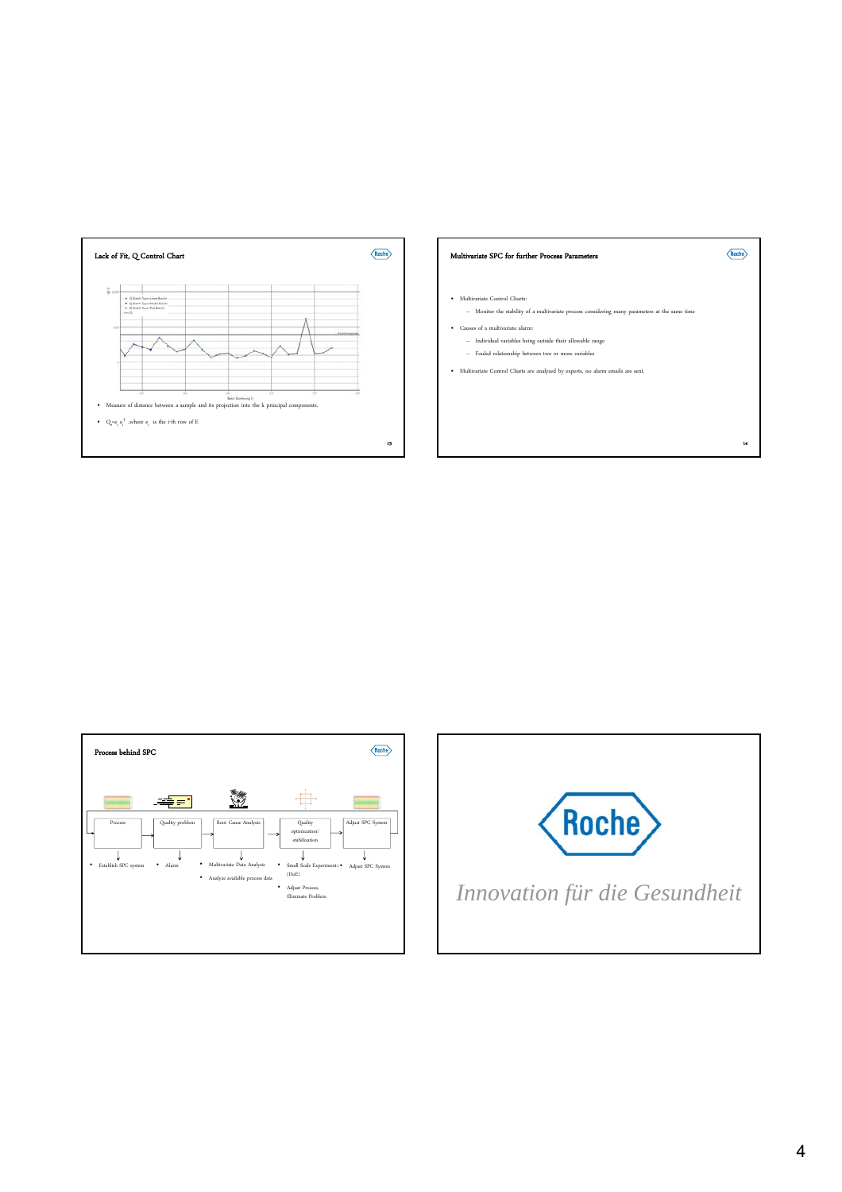## Lack of Fit, Q Control Chart

- Measure of distance between a sample and its projection into the k principal components.
- $Q_i = e_i e_i^T$ ,where $e_i$ is the i-th row of E

## Multivariate SPC for further Process Parameters

- Multivariate Control Charts:
  - Monitor the stability of a multivariate process considering many parameters at the same time
- Causes of a multivariate alarm:
  - Individual variables being outside their allowable range
  - Fouled relationship between two or more variables
- Multivariate Control Charts are analyzed by experts, no alarm emails are sent.

## Process behind SPC

Process → Quality problem → Root Cause Analysis → Quality optimization/ stabilization → Adjust SPC System

- Establish SPC system
- Alarm
- Multivariate Data Analysis
- Analyze available process data
- Small Scale Experiments (DoE)
- Adjust Process, Eliminate Problem
- Adjust SPC System

Roche

*Innovation für die Gesundheit*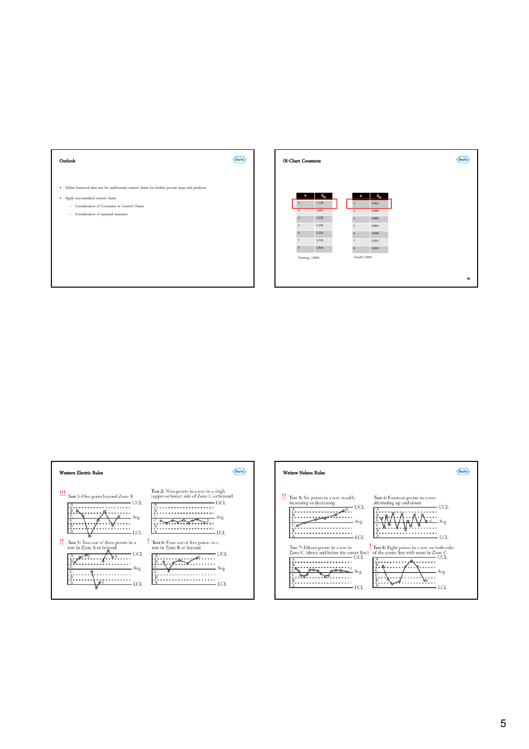## Outlook

- Define historical data sets for multivariate control charts for further process steps and products.
- Apply non-standard control charts
  - Consideration of Covariates in Control Charts
  - Consideration of repeated measures

## IR-Chart Constants

| n | $d_{2n}$ |
|---|---|
| 2 | 1,128 |
| 3 | 1,692 |
| 4 | 2,058 |
| 5 | 2,326 |
| 6 | 2,532 |
| 7 | 2,703 |
| 8 | 2,849 |

Hartung, (2009)

| n | $d_{3n}$ |
|---|---|
| 2 | 0,853 |
| 3 | 0,888 |
| 4 | 0,880 |
| 5 | 0,864 |
| 6 | 0,848 |
| 7 | 0,833 |
| 8 | 0,820 |

Handl (1999)

## Western Electric Rules

!!! Test 1: One point beyond Zone A

Test 2: Nine points in a row in a single (upper or lower) side of Zone C or beyond

!! Test 5: Two out of three points in a row in Zone A or beyond

! Test 6: Four out of five points in a row in Zone B or beyond

## Weitere Nelson Rules

!! Test 3: Six points in a row steadily increasing or decreasing

Test 4: Fourteen points in a row alternating up and down

Test 7: Fifteen points in a row in Zone C (above and below the center line)

! Test 8: Eight points in a row on both sides of the center line with none in Zone C